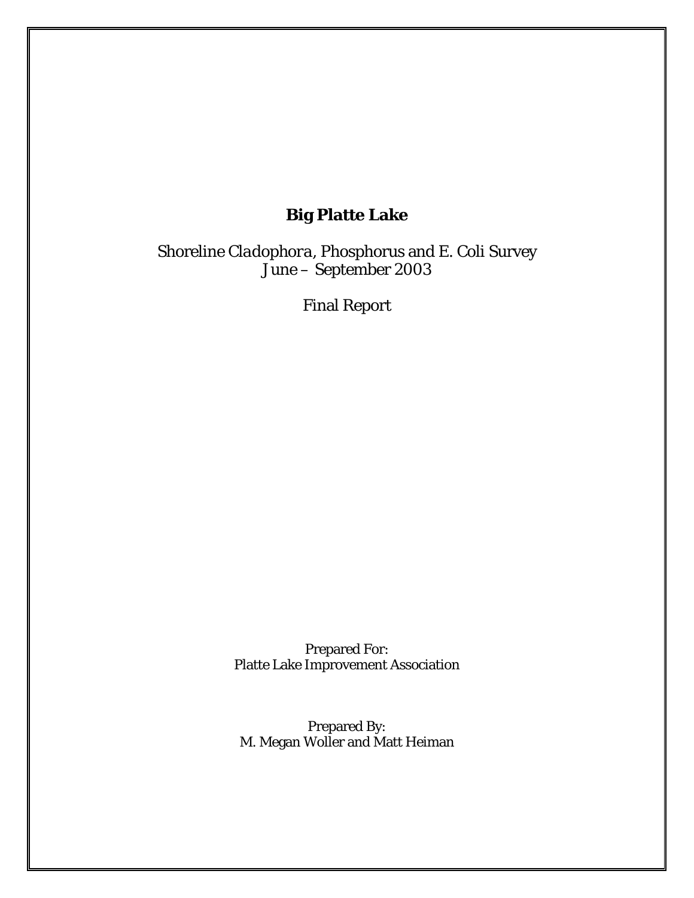# Big Platte Lake

Shoreline *Cladophora*, Phosphorus and E. Coli Survey
June – September 2003

Final Report

Prepared For:
Platte Lake Improvement Association

Prepared By:
M. Megan Woller and Matt Heiman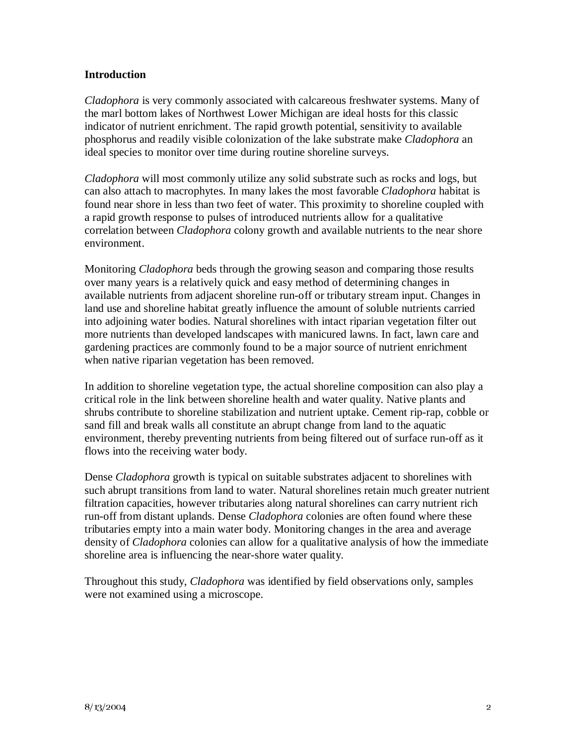## Introduction

*Cladophora* is very commonly associated with calcareous freshwater systems. Many of the marl bottom lakes of Northwest Lower Michigan are ideal hosts for this classic indicator of nutrient enrichment. The rapid growth potential, sensitivity to available phosphorus and readily visible colonization of the lake substrate make *Cladophora* an ideal species to monitor over time during routine shoreline surveys.

*Cladophora* will most commonly utilize any solid substrate such as rocks and logs, but can also attach to macrophytes. In many lakes the most favorable *Cladophora* habitat is found near shore in less than two feet of water. This proximity to shoreline coupled with a rapid growth response to pulses of introduced nutrients allow for a qualitative correlation between *Cladophora* colony growth and available nutrients to the near shore environment.

Monitoring *Cladophora* beds through the growing season and comparing those results over many years is a relatively quick and easy method of determining changes in available nutrients from adjacent shoreline run-off or tributary stream input. Changes in land use and shoreline habitat greatly influence the amount of soluble nutrients carried into adjoining water bodies. Natural shorelines with intact riparian vegetation filter out more nutrients than developed landscapes with manicured lawns. In fact, lawn care and gardening practices are commonly found to be a major source of nutrient enrichment when native riparian vegetation has been removed.

In addition to shoreline vegetation type, the actual shoreline composition can also play a critical role in the link between shoreline health and water quality. Native plants and shrubs contribute to shoreline stabilization and nutrient uptake. Cement rip-rap, cobble or sand fill and break walls all constitute an abrupt change from land to the aquatic environment, thereby preventing nutrients from being filtered out of surface run-off as it flows into the receiving water body.

Dense *Cladophora* growth is typical on suitable substrates adjacent to shorelines with such abrupt transitions from land to water. Natural shorelines retain much greater nutrient filtration capacities, however tributaries along natural shorelines can carry nutrient rich run-off from distant uplands. Dense *Cladophora* colonies are often found where these tributaries empty into a main water body. Monitoring changes in the area and average density of *Cladophora* colonies can allow for a qualitative analysis of how the immediate shoreline area is influencing the near-shore water quality.

Throughout this study, *Cladophora* was identified by field observations only, samples were not examined using a microscope.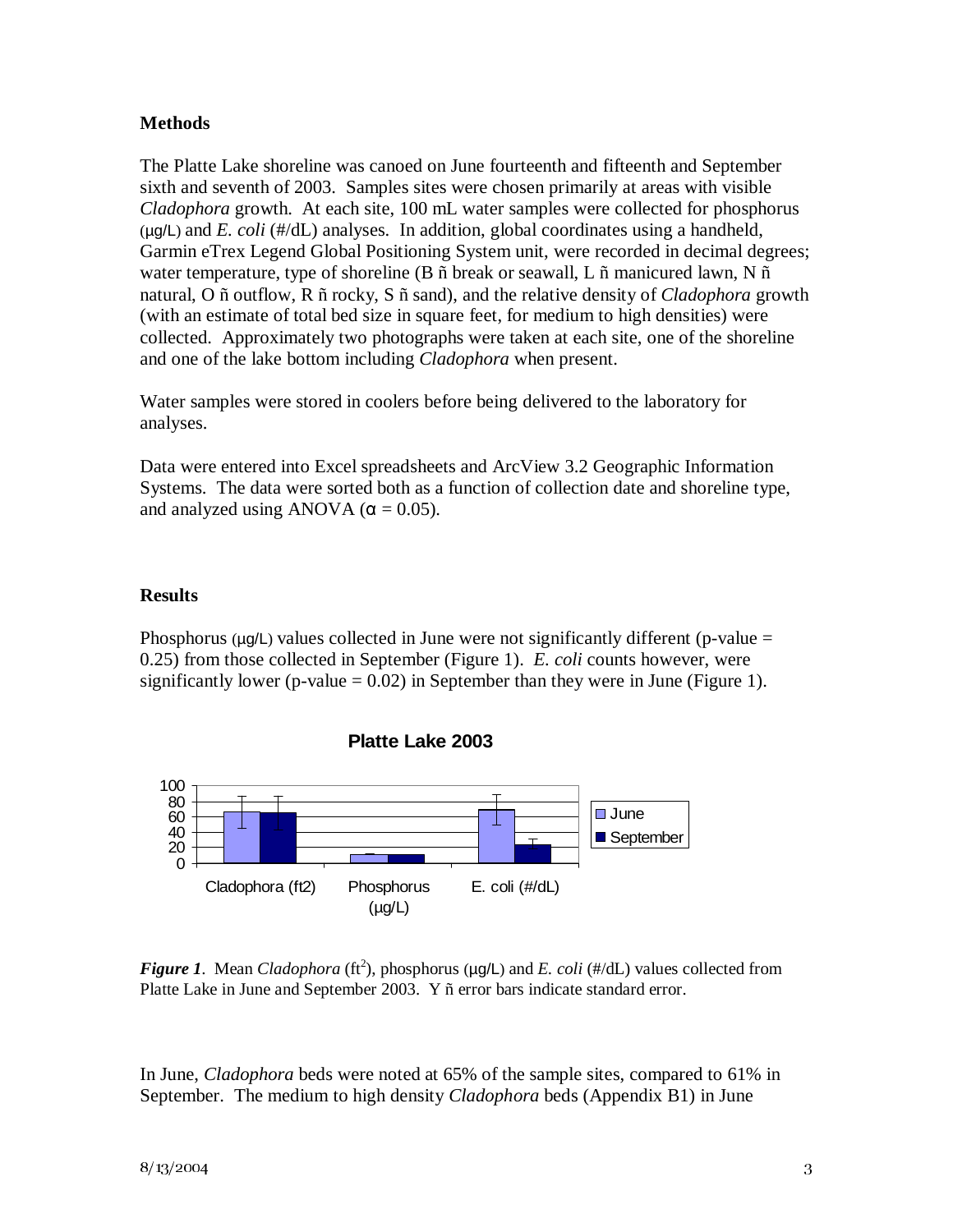## Methods

The Platte Lake shoreline was canoed on June fourteenth and fifteenth and September sixth and seventh of 2003. Samples sites were chosen primarily at areas with visible *Cladophora* growth. At each site, 100 mL water samples were collected for phosphorus (µg/L) and *E. coli* (#/dL) analyses. In addition, global coordinates using a handheld, Garmin eTrex Legend Global Positioning System unit, were recorded in decimal degrees; water temperature, type of shoreline (B ñ break or seawall, L ñ manicured lawn, N ñ natural, O ñ outflow, R ñ rocky, S ñ sand), and the relative density of *Cladophora* growth (with an estimate of total bed size in square feet, for medium to high densities) were collected. Approximately two photographs were taken at each site, one of the shoreline and one of the lake bottom including *Cladophora* when present.

Water samples were stored in coolers before being delivered to the laboratory for analyses.

Data were entered into Excel spreadsheets and ArcView 3.2 Geographic Information Systems. The data were sorted both as a function of collection date and shoreline type, and analyzed using ANOVA ($\alpha = 0.05$).

## Results

Phosphorus (µg/L) values collected in June were not significantly different (p-value = 0.25) from those collected in September (Figure 1). *E. coli* counts however, were significantly lower (p-value = 0.02) in September than they were in June (Figure 1).

**Platte Lake 2003**

*Figure 1*. Mean *Cladophora* (ft$^2$), phosphorus (µg/L) and *E. coli* (#/dL) values collected from Platte Lake in June and September 2003. Y ñ error bars indicate standard error.

In June, *Cladophora* beds were noted at 65% of the sample sites, compared to 61% in September. The medium to high density *Cladophora* beds (Appendix B1) in June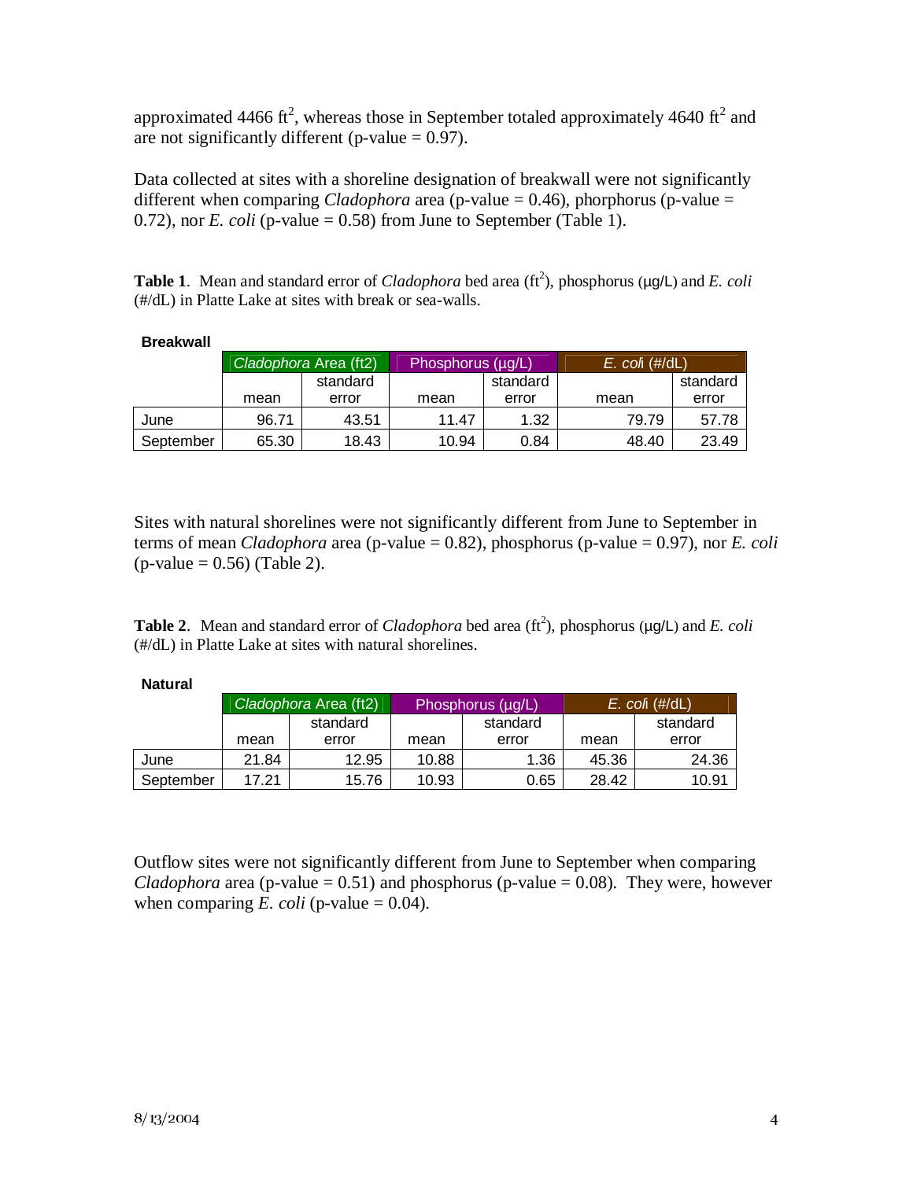approximated 4466 $ft^2$, whereas those in September totaled approximately 4640 $ft^2$ and are not significantly different (p-value = 0.97).

Data collected at sites with a shoreline designation of breakwall were not significantly different when comparing *Cladophora* area (p-value = 0.46), phorphorus (p-value = 0.72), nor *E. coli* (p-value = 0.58) from June to September (Table 1).

**Table 1**. Mean and standard error of *Cladophora* bed area ($ft^2$), phosphorus (μg/L) and *E. coli* (#/dL) in Platte Lake at sites with break or sea-walls.

**Breakwall**

| | *Cladophora* Area (ft2) | | Phosphorus (μg/L) | | *E. coli* (#/dL) | |
|---|---|---|---|---|---|---|
| | mean | standard error | mean | standard error | mean | standard error |
| June | 96.71 | 43.51 | 11.47 | 1.32 | 79.79 | 57.78 |
| September | 65.30 | 18.43 | 10.94 | 0.84 | 48.40 | 23.49 |

Sites with natural shorelines were not significantly different from June to September in terms of mean *Cladophora* area (p-value = 0.82), phosphorus (p-value = 0.97), nor *E. coli* (p-value = 0.56) (Table 2).

**Table 2**. Mean and standard error of *Cladophora* bed area ($ft^2$), phosphorus (μg/L) and *E. coli* (#/dL) in Platte Lake at sites with natural shorelines.

**Natural**

| | *Cladophora* Area (ft2) | | Phosphorus (μg/L) | | *E. coli* (#/dL) | |
|---|---|---|---|---|---|---|
| | mean | standard error | mean | standard error | mean | standard error |
| June | 21.84 | 12.95 | 10.88 | 1.36 | 45.36 | 24.36 |
| September | 17.21 | 15.76 | 10.93 | 0.65 | 28.42 | 10.91 |

Outflow sites were not significantly different from June to September when comparing *Cladophora* area (p-value = 0.51) and phosphorus (p-value = 0.08). They were, however when comparing *E. coli* (p-value = 0.04).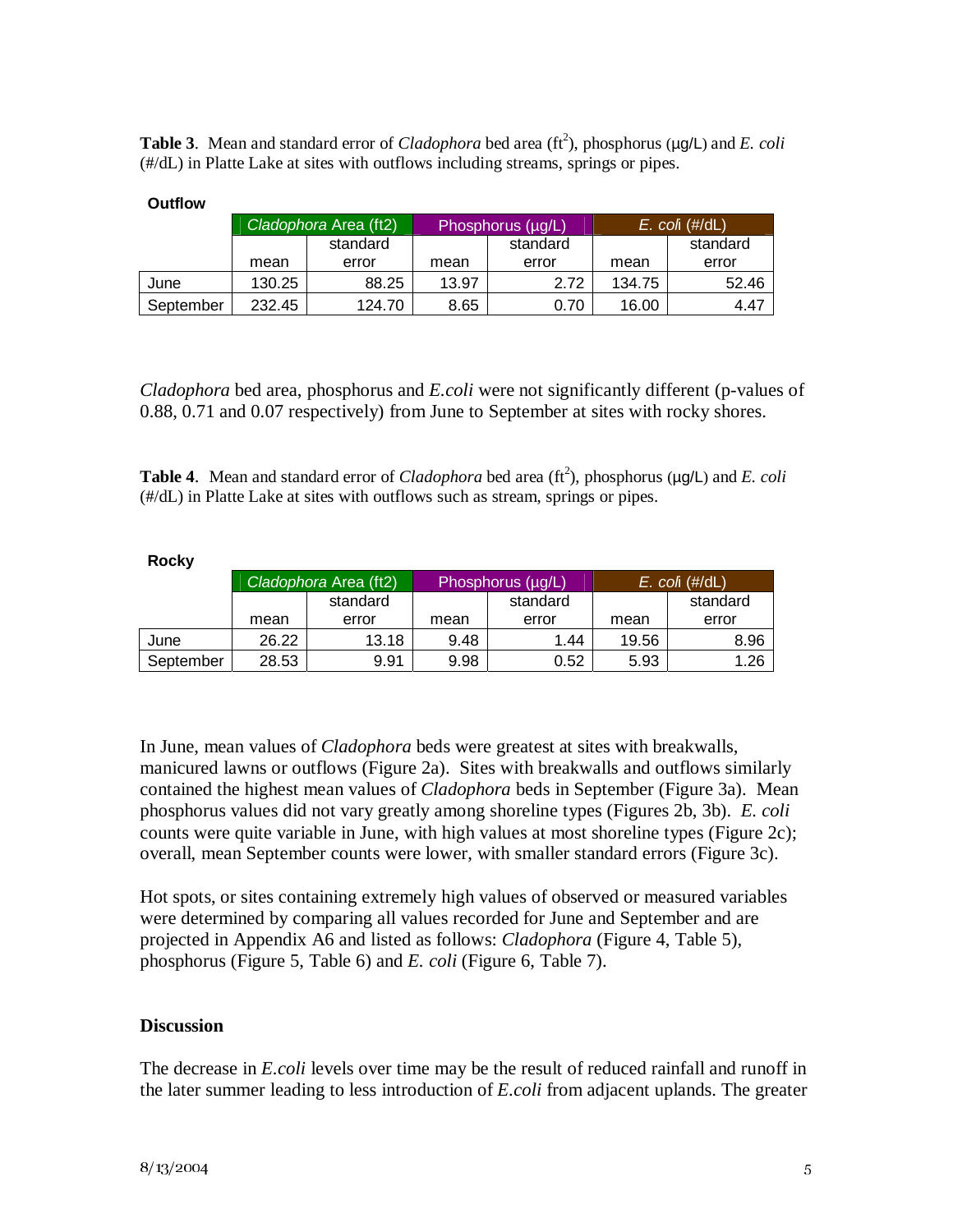**Table 3**. Mean and standard error of *Cladophora* bed area ($ft^2$), phosphorus (µg/L) and *E. coli* (#/dL) in Platte Lake at sites with outflows including streams, springs or pipes.

**Outflow**

| | *Cladophora* Area (ft2) | | Phosphorus (µg/L) | | *E. coli* (#/dL) | |
|---|---|---|---|---|---|---|
| | mean | standard error | mean | standard error | mean | standard error |
| June | 130.25 | 88.25 | 13.97 | 2.72 | 134.75 | 52.46 |
| September | 232.45 | 124.70 | 8.65 | 0.70 | 16.00 | 4.47 |

*Cladophora* bed area, phosphorus and *E.coli* were not significantly different (p-values of 0.88, 0.71 and 0.07 respectively) from June to September at sites with rocky shores.

**Table 4**. Mean and standard error of *Cladophora* bed area ($ft^2$), phosphorus (µg/L) and *E. coli* (#/dL) in Platte Lake at sites with outflows such as stream, springs or pipes.

**Rocky**

| | *Cladophora* Area (ft2) | | Phosphorus (µg/L) | | *E. coli* (#/dL) | |
|---|---|---|---|---|---|---|
| | mean | standard error | mean | standard error | mean | standard error |
| June | 26.22 | 13.18 | 9.48 | 1.44 | 19.56 | 8.96 |
| September | 28.53 | 9.91 | 9.98 | 0.52 | 5.93 | 1.26 |

In June, mean values of *Cladophora* beds were greatest at sites with breakwalls, manicured lawns or outflows (Figure 2a). Sites with breakwalls and outflows similarly contained the highest mean values of *Cladophora* beds in September (Figure 3a). Mean phosphorus values did not vary greatly among shoreline types (Figures 2b, 3b). *E. coli* counts were quite variable in June, with high values at most shoreline types (Figure 2c); overall, mean September counts were lower, with smaller standard errors (Figure 3c).

Hot spots, or sites containing extremely high values of observed or measured variables were determined by comparing all values recorded for June and September and are projected in Appendix A6 and listed as follows: *Cladophora* (Figure 4, Table 5), phosphorus (Figure 5, Table 6) and *E. coli* (Figure 6, Table 7).

## Discussion

The decrease in *E.coli* levels over time may be the result of reduced rainfall and runoff in the later summer leading to less introduction of *E.coli* from adjacent uplands. The greater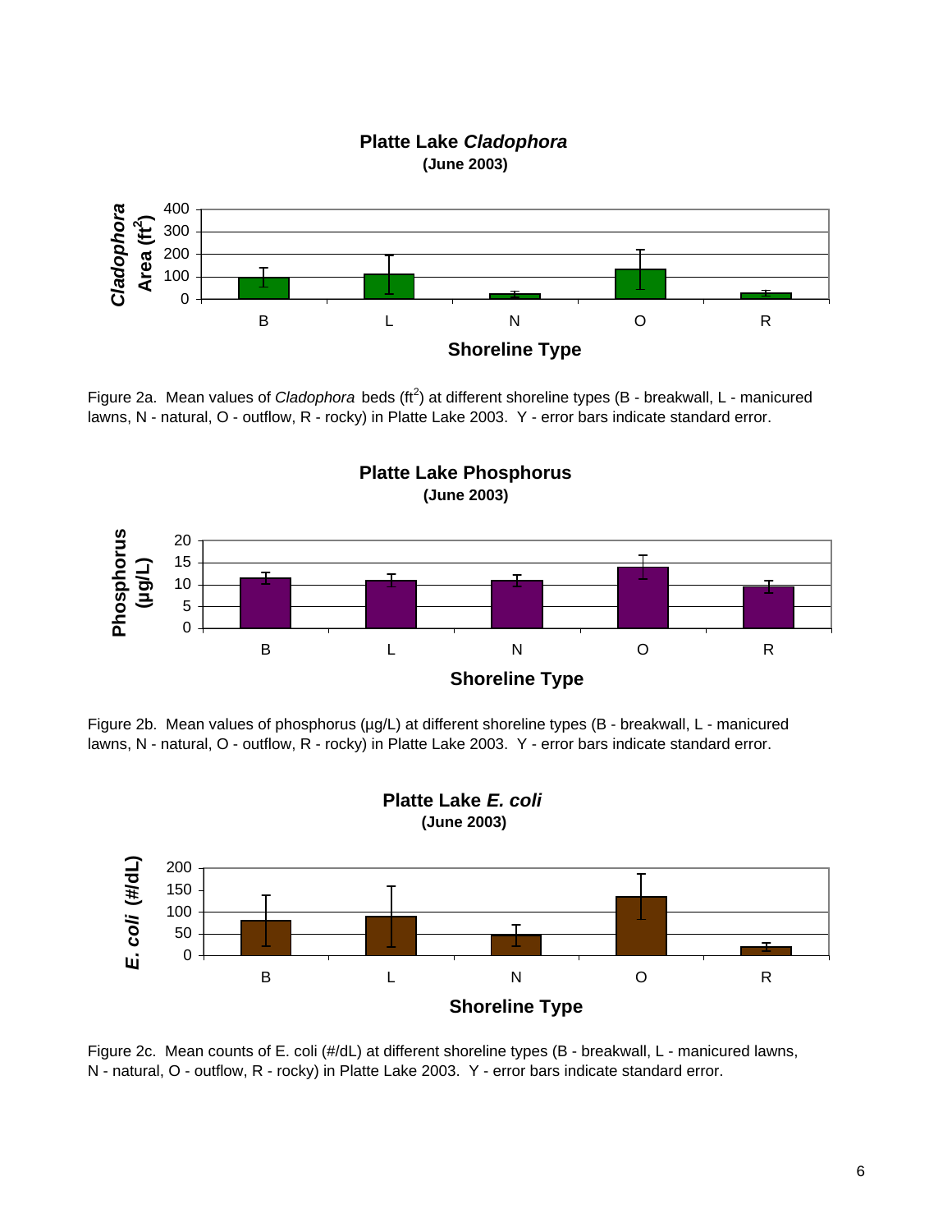Figure 2a. Mean values of *Cladophora* beds ($ft^2$) at different shoreline types (B - breakwall, L - manicured lawns, N - natural, O - outflow, R - rocky) in Platte Lake 2003. Y - error bars indicate standard error.

Figure 2b. Mean values of phosphorus (µg/L) at different shoreline types (B - breakwall, L - manicured lawns, N - natural, O - outflow, R - rocky) in Platte Lake 2003. Y - error bars indicate standard error.

Figure 2c. Mean counts of E. coli (#/dL) at different shoreline types (B - breakwall, L - manicured lawns, N - natural, O - outflow, R - rocky) in Platte Lake 2003. Y - error bars indicate standard error.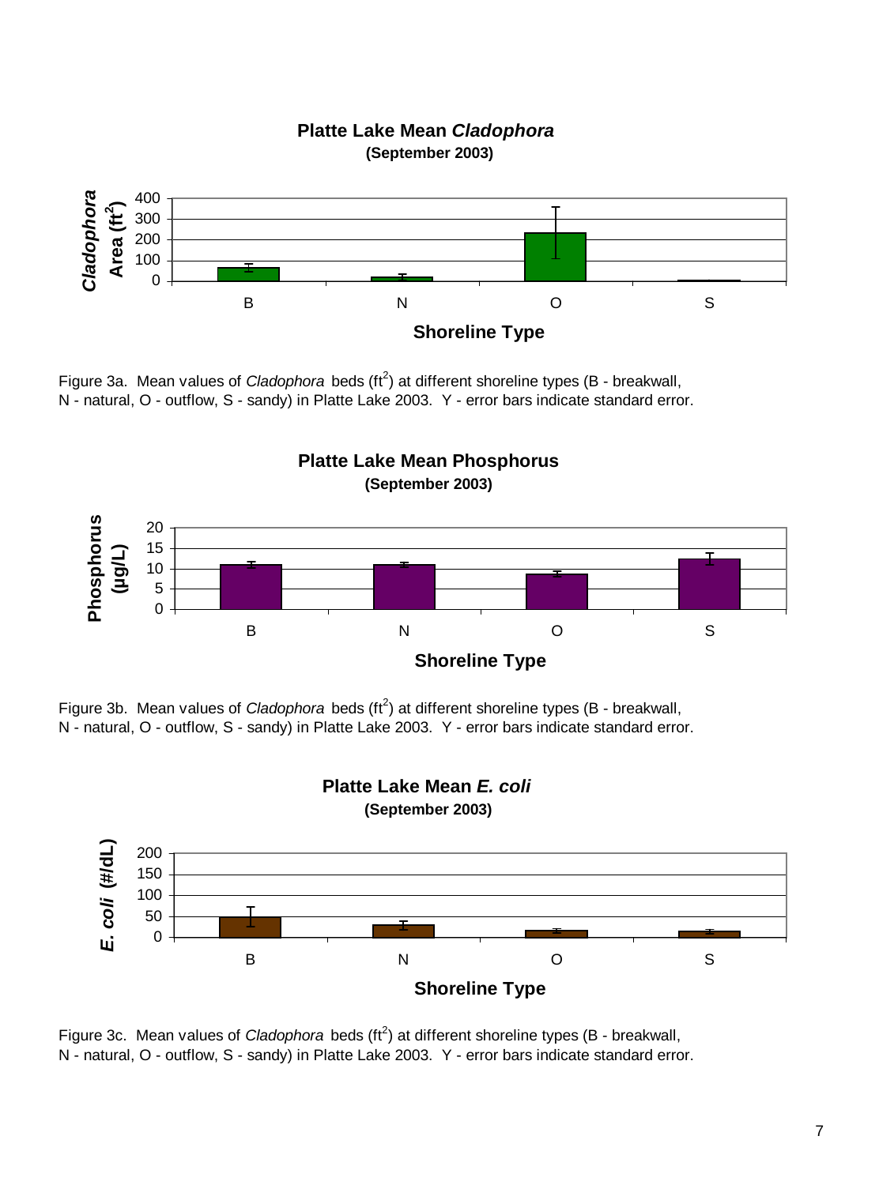**Platte Lake Mean *Cladophora***
**(September 2003)**

Figure 3a. Mean values of *Cladophora* beds ($ft^2$) at different shoreline types (B - breakwall, N - natural, O - outflow, S - sandy) in Platte Lake 2003. Y - error bars indicate standard error.

**Platte Lake Mean Phosphorus**
**(September 2003)**

Figure 3b. Mean values of *Cladophora* beds ($ft^2$) at different shoreline types (B - breakwall, N - natural, O - outflow, S - sandy) in Platte Lake 2003. Y - error bars indicate standard error.

**Platte Lake Mean *E. coli***
**(September 2003)**

Figure 3c. Mean values of *Cladophora* beds ($ft^2$) at different shoreline types (B - breakwall, N - natural, O - outflow, S - sandy) in Platte Lake 2003. Y - error bars indicate standard error.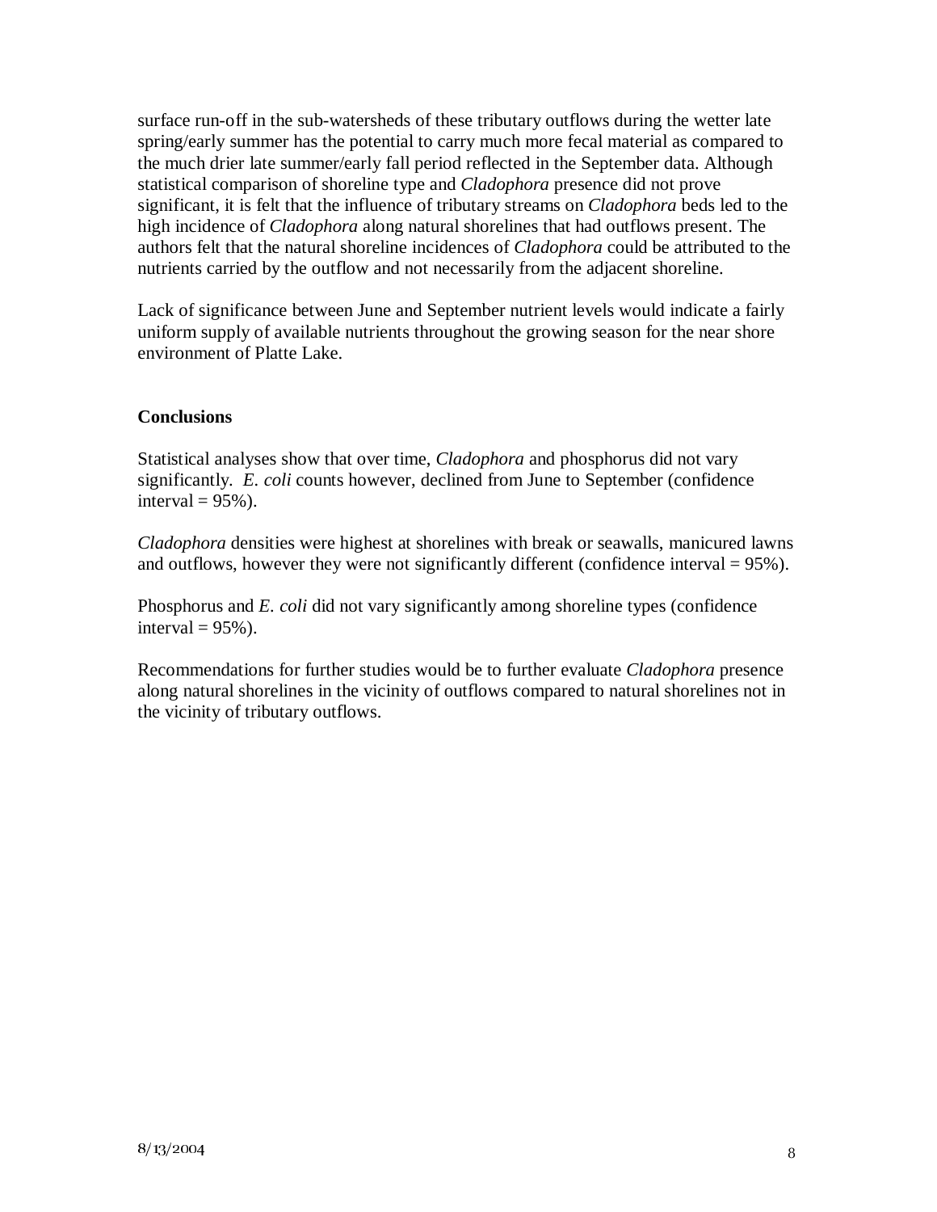surface run-off in the sub-watersheds of these tributary outflows during the wetter late spring/early summer has the potential to carry much more fecal material as compared to the much drier late summer/early fall period reflected in the September data. Although statistical comparison of shoreline type and *Cladophora* presence did not prove significant, it is felt that the influence of tributary streams on *Cladophora* beds led to the high incidence of *Cladophora* along natural shorelines that had outflows present. The authors felt that the natural shoreline incidences of *Cladophora* could be attributed to the nutrients carried by the outflow and not necessarily from the adjacent shoreline.

Lack of significance between June and September nutrient levels would indicate a fairly uniform supply of available nutrients throughout the growing season for the near shore environment of Platte Lake.

**Conclusions**

Statistical analyses show that over time, *Cladophora* and phosphorus did not vary significantly. *E. coli* counts however, declined from June to September (confidence interval = 95%).

*Cladophora* densities were highest at shorelines with break or seawalls, manicured lawns and outflows, however they were not significantly different (confidence interval = 95%).

Phosphorus and *E. coli* did not vary significantly among shoreline types (confidence interval = 95%).

Recommendations for further studies would be to further evaluate *Cladophora* presence along natural shorelines in the vicinity of outflows compared to natural shorelines not in the vicinity of tributary outflows.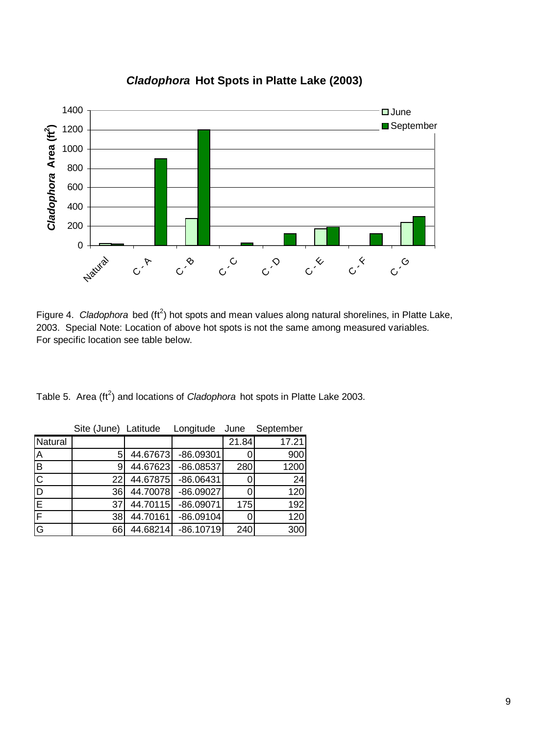**Cladophora Hot Spots in Platte Lake (2003)**

Figure 4. *Cladophora* bed ($ft^2$) hot spots and mean values along natural shorelines, in Platte Lake, 2003. Special Note: Location of above hot spots is not the same among measured variables. For specific location see table below.

Table 5. Area ($ft^2$) and locations of *Cladophora* hot spots in Platte Lake 2003.

| | Site (June) | Latitude | Longitude | June | September |
|---|---|---|---|---|---|
| Natural | | | | 21.84 | 17.21 |
| A | 5 | 44.67673 | -86.09301 | 0 | 900 |
| B | 9 | 44.67623 | -86.08537 | 280 | 1200 |
| C | 22 | 44.67875 | -86.06431 | 0 | 24 |
| D | 36 | 44.70078 | -86.09027 | 0 | 120 |
| E | 37 | 44.70115 | -86.09071 | 175 | 192 |
| F | 38 | 44.70161 | -86.09104 | 0 | 120 |
| G | 66 | 44.68214 | -86.10719 | 240 | 300 |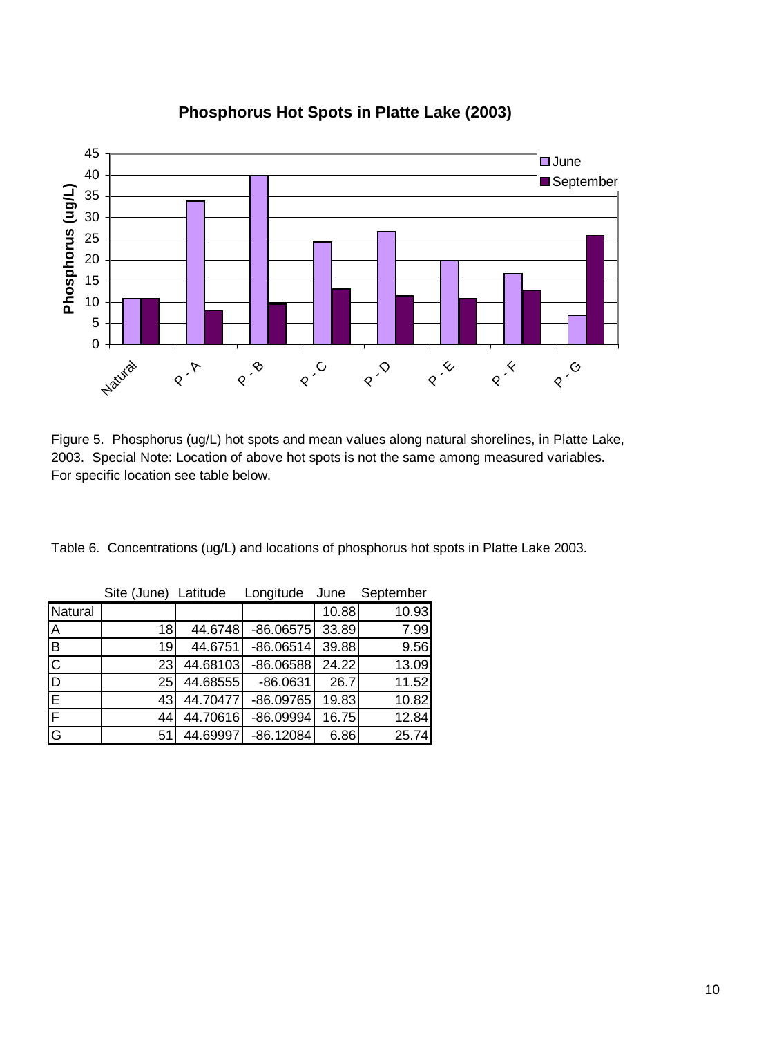Figure 5. Phosphorus (ug/L) hot spots and mean values along natural shorelines, in Platte Lake, 2003. Special Note: Location of above hot spots is not the same among measured variables. For specific location see table below.

Table 6. Concentrations (ug/L) and locations of phosphorus hot spots in Platte Lake 2003.

| | Site (June) | Latitude | Longitude | June | September |
|---|---|---|---|---|---|
| Natural | | | | 10.88 | 10.93 |
| A | 18 | 44.6748 | -86.06575 | 33.89 | 7.99 |
| B | 19 | 44.6751 | -86.06514 | 39.88 | 9.56 |
| C | 23 | 44.68103 | -86.06588 | 24.22 | 13.09 |
| D | 25 | 44.68555 | -86.0631 | 26.7 | 11.52 |
| E | 43 | 44.70477 | -86.09765 | 19.83 | 10.82 |
| F | 44 | 44.70616 | -86.09994 | 16.75 | 12.84 |
| G | 51 | 44.69997 | -86.12084 | 6.86 | 25.74 |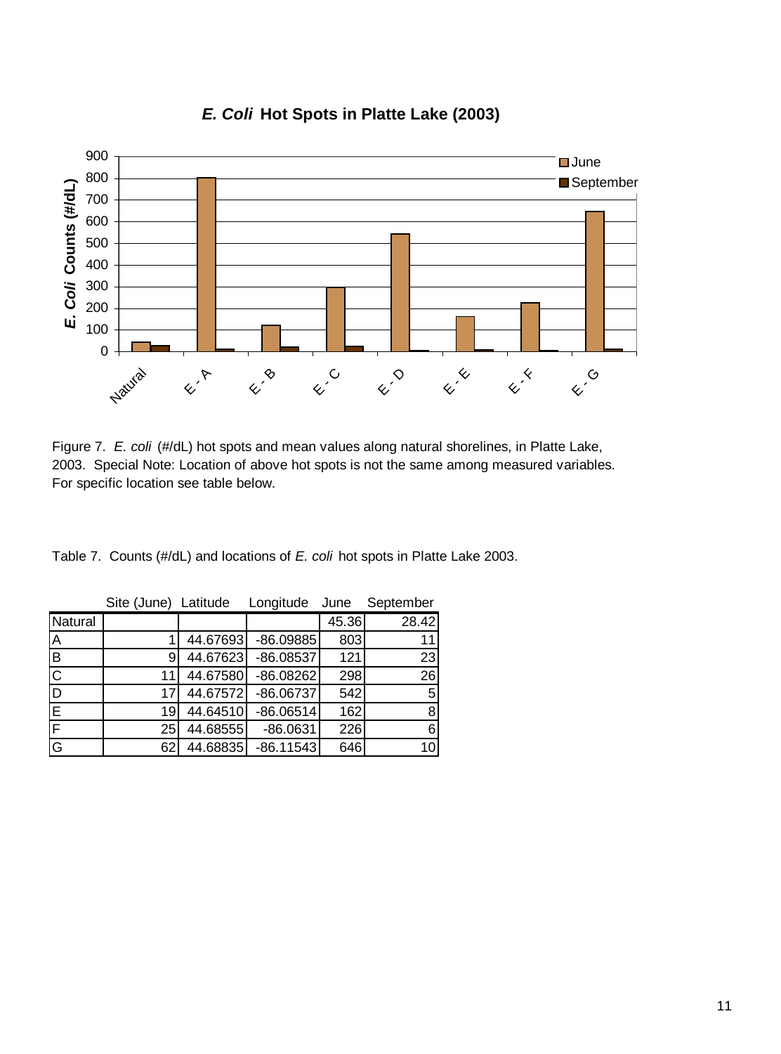Figure 7. *E. coli* (#/dL) hot spots and mean values along natural shorelines, in Platte Lake, 2003. Special Note: Location of above hot spots is not the same among measured variables. For specific location see table below.

Table 7. Counts (#/dL) and locations of *E. coli* hot spots in Platte Lake 2003.

| | Site (June) | Latitude | Longitude | June | September |
|---|---|---|---|---|---|
| Natural | | | | 45.36 | 28.42 |
| A | 1 | 44.67693 | -86.09885 | 803 | 11 |
| B | 9 | 44.67623 | -86.08537 | 121 | 23 |
| C | 11 | 44.67580 | -86.08262 | 298 | 26 |
| D | 17 | 44.67572 | -86.06737 | 542 | 5 |
| E | 19 | 44.64510 | -86.06514 | 162 | 8 |
| F | 25 | 44.68555 | -86.0631 | 226 | 6 |
| G | 62 | 44.68835 | -86.11543 | 646 | 10 |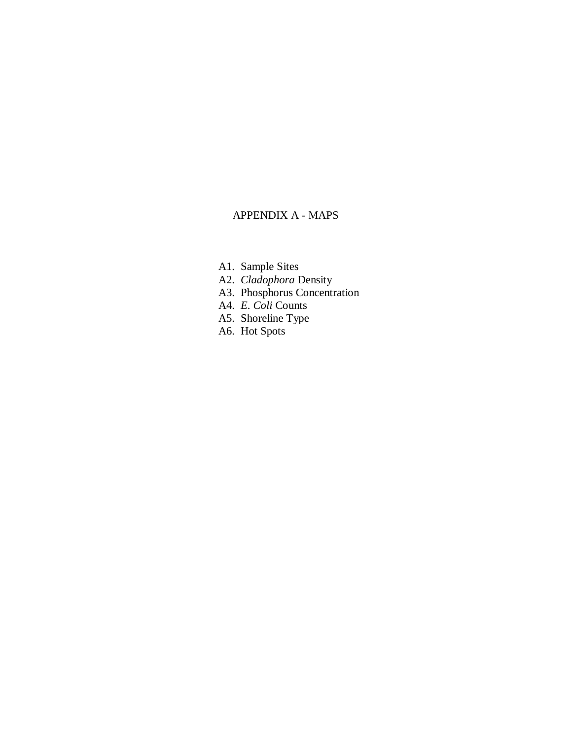# APPENDIX A - MAPS

A1. Sample Sites
A2. *Cladophora* Density
A3. Phosphorus Concentration
A4. *E. Coli* Counts
A5. Shoreline Type
A6. Hot Spots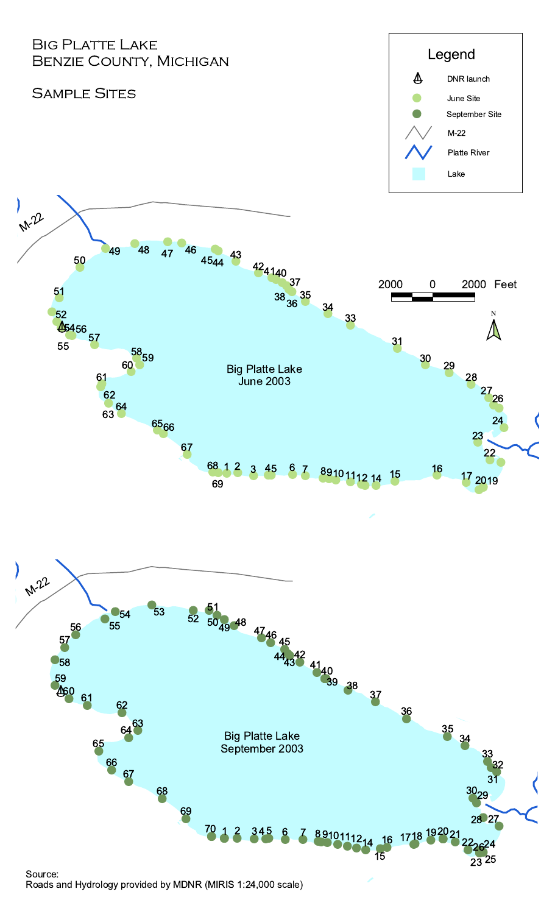# Big Platte Lake
## Benzie County, Michigan

## Sample Sites

**Legend**

- DNR launch
- June Site
- September Site
- M-22
- Platte River
- Lake

2000 0 2000 Feet

Big Platte Lake
June 2003

Big Platte Lake
September 2003

Source:
Roads and Hydrology provided by MDNR (MIRIS 1:24,000 scale)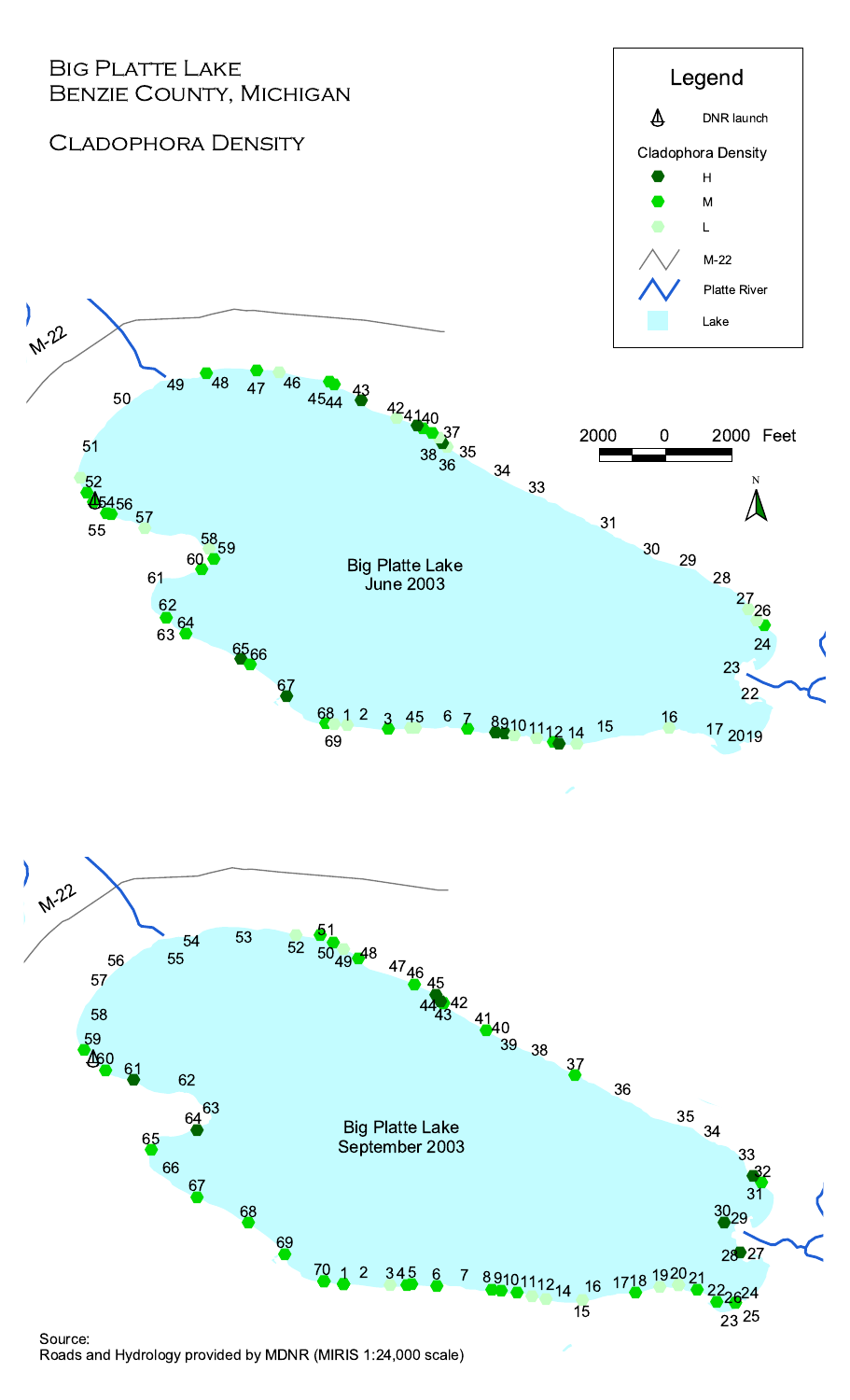# Big Platte Lake
## Benzie County, Michigan

## Cladophora Density

**Legend**

- DNR launch
- Cladophora Density
  - H
  - M
  - L
- M-22
- Platte River
- Lake

Big Platte Lake June 2003

Big Platte Lake September 2003

2000 0 2000 Feet

Source:
Roads and Hydrology provided by MDNR (MIRIS 1:24,000 scale)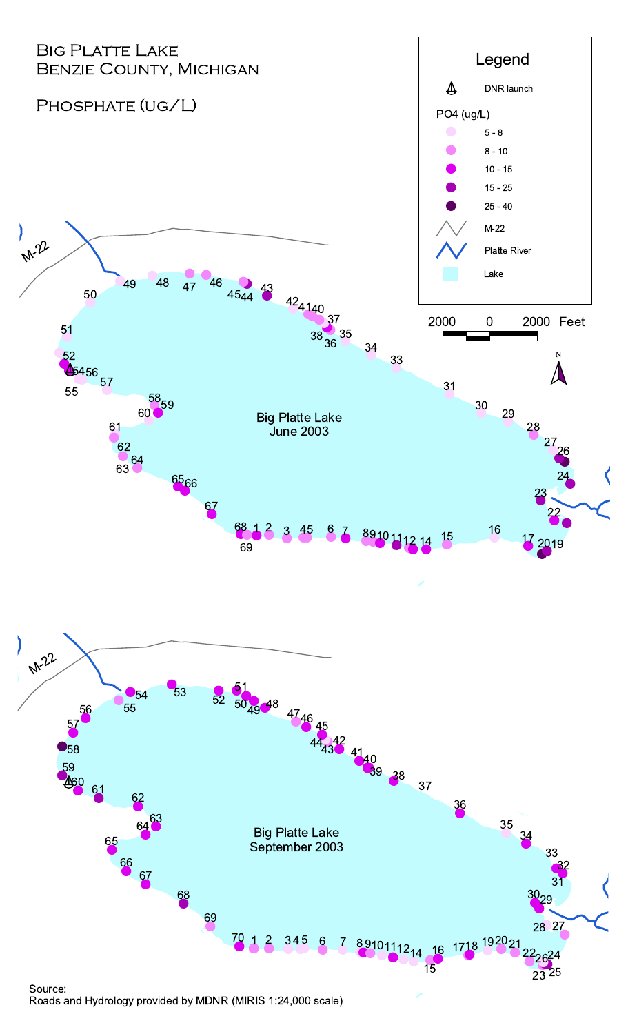# Big Platte Lake
## Benzie County, Michigan

## Phosphate (ug/L)

**Legend**

- DNR launch
- PO4 (ug/L)
  - 5 - 8
  - 8 - 10
  - 10 - 15
  - 15 - 25
  - 25 - 40
- M-22
- Platte River
- Lake

2000 0 2000 Feet

Big Platte Lake
June 2003

Big Platte Lake
September 2003

Source:
Roads and Hydrology provided by MDNR (MIRIS 1:24,000 scale)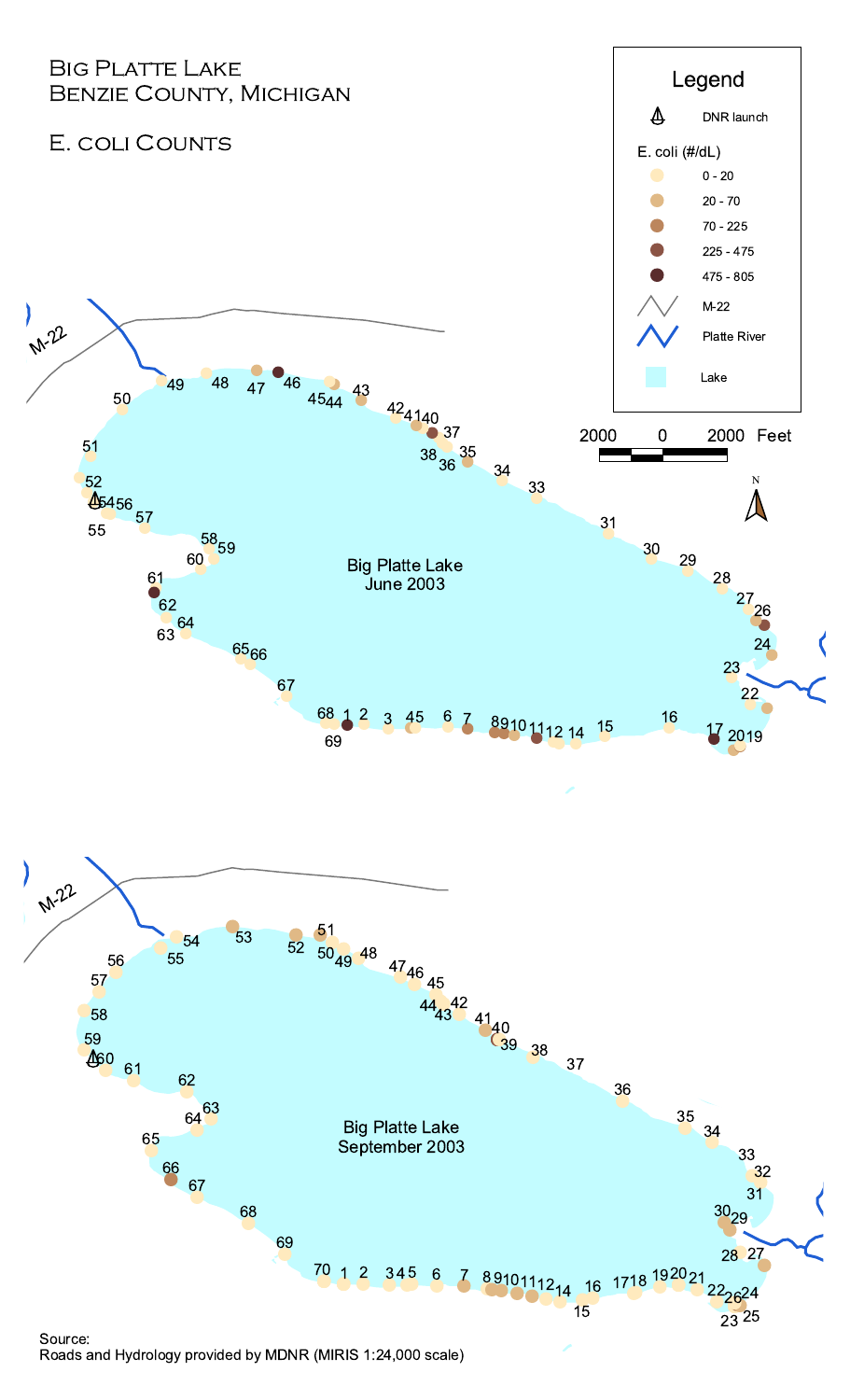# Big Platte Lake
## Benzie County, Michigan

## E. coli Counts

**Legend**

- DNR launch
- E. coli (#/dL)
  - 0 - 20
  - 20 - 70
  - 70 - 225
  - 225 - 475
  - 475 - 805
- M-22
- Platte River
- Lake

Big Platte Lake
June 2003

Big Platte Lake
September 2003

Source:
Roads and Hydrology provided by MDNR (MIRIS 1:24,000 scale)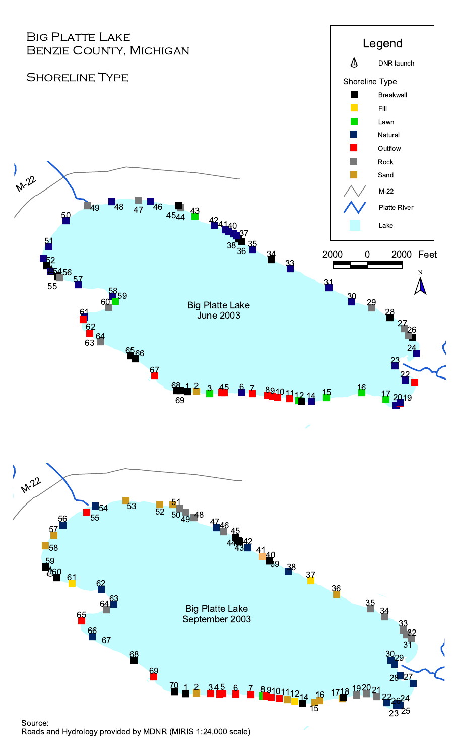# Big Platte Lake
# Benzie County, Michigan

## Shoreline Type

**Legend**

- DNR launch
- Shoreline Type
  - Breakwall
  - Fill
  - Lawn
  - Natural
  - Outflow
  - Rock
  - Sand
- M-22
- Platte River
- Lake

2000 0 2000 Feet

N

Big Platte Lake
June 2003

Big Platte Lake
September 2003

Source:
Roads and Hydrology provided by MDNR (MIRIS 1:24,000 scale)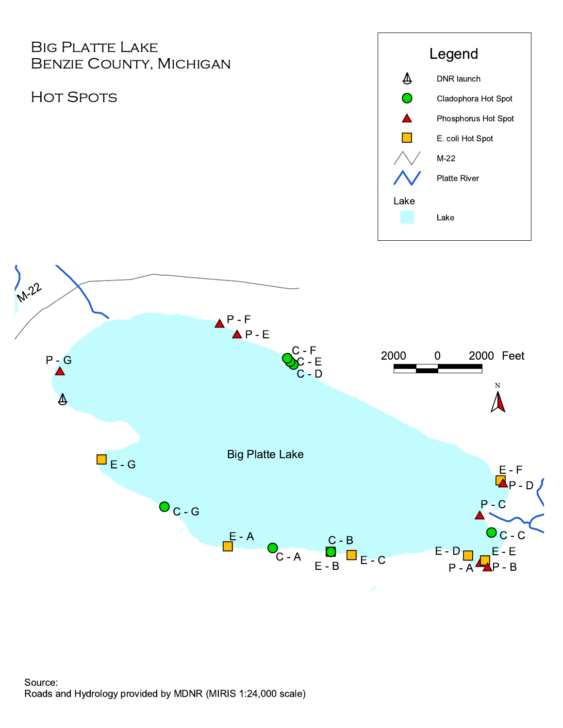# Big Platte Lake
# Benzie County, Michigan

## Hot Spots

Legend

DNR launch

Cladophora Hot Spot

Phosphorus Hot Spot

E. coli Hot Spot

M-22

Platte River

Lake

Lake

M-22

P - F

P - E

C - F

C - E

C - D

P - G

2000 0 2000 Feet

N

Big Platte Lake

E - G

E - F

P - D

P - C

C - G

C - C

E - A

C - A

C - B

E - B

E - C

E - D

E - E

P - A

P - B

Source:
Roads and Hydrology provided by MDNR (MIRIS 1:24,000 scale)